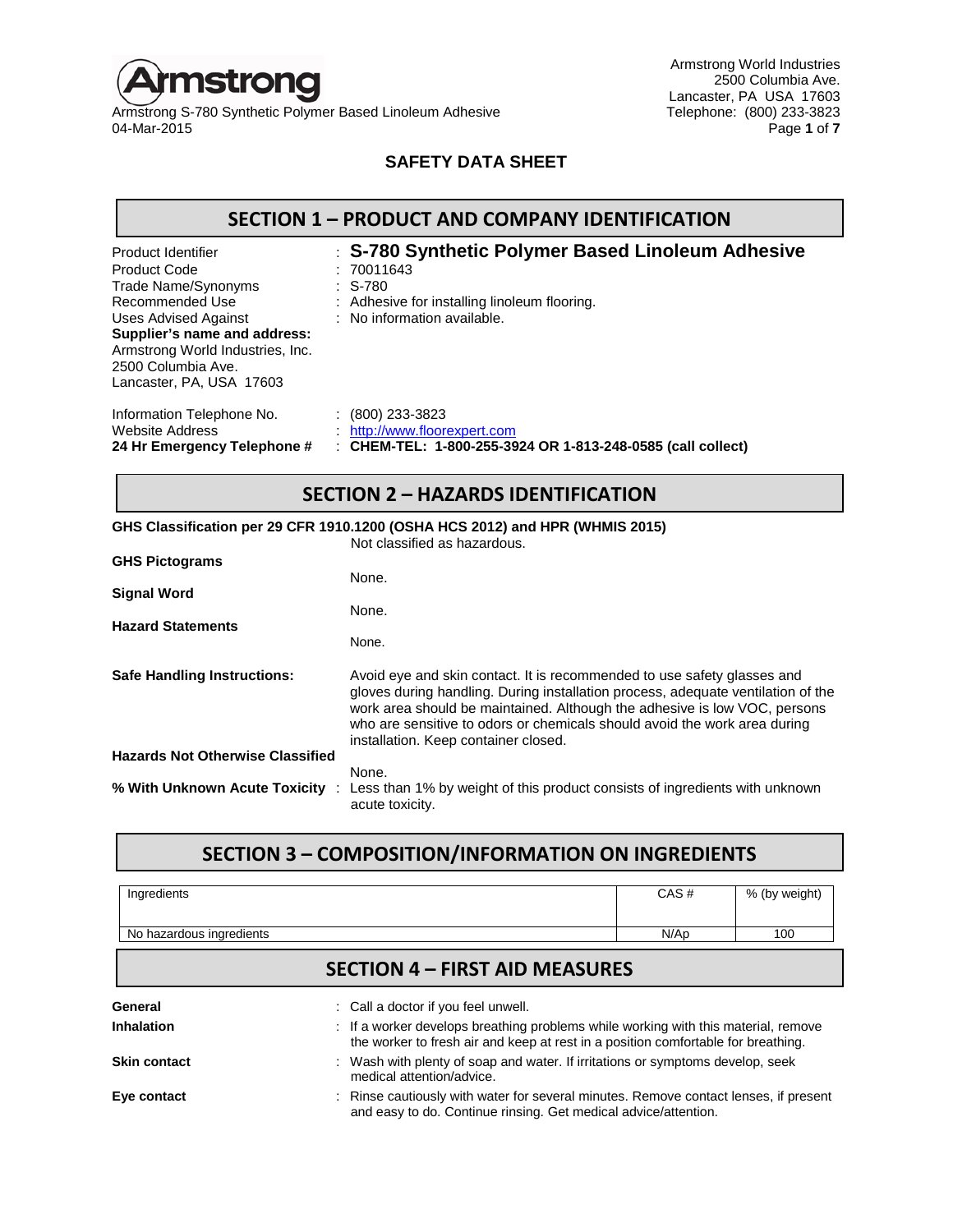Armstrong S-780 Synthetic Polymer Based Linoleum Adhesive
04-Mar-2015

Armstrong World Industries
2500 Columbia Ave.
Lancaster, PA USA 17603
Telephone: (800) 233-3823

# SAFETY DATA SHEET

## SECTION 1 – PRODUCT AND COMPANY IDENTIFICATION

| | |
|---|---|
| Product Identifier | : **S-780 Synthetic Polymer Based Linoleum Adhesive** |
| Product Code | : 70011643 |
| Trade Name/Synonyms | : S-780 |
| Recommended Use | : Adhesive for installing linoleum flooring. |
| Uses Advised Against | : No information available. |

**Supplier's name and address:**
Armstrong World Industries, Inc.
2500 Columbia Ave.
Lancaster, PA, USA 17603

| | |
|---|---|
| Information Telephone No. | : (800) 233-3823 |
| Website Address | : http://www.floorexpert.com |
| **24 Hr Emergency Telephone #** | : **CHEM-TEL: 1-800-255-3924 OR 1-813-248-0585 (call collect)** |

## SECTION 2 – HAZARDS IDENTIFICATION

**GHS Classification per 29 CFR 1910.1200 (OSHA HCS 2012) and HPR (WHMIS 2015)**
Not classified as hazardous.

**GHS Pictograms**
None.

**Signal Word**
None.

**Hazard Statements**
None.

**Safe Handling Instructions:**
Avoid eye and skin contact. It is recommended to use safety glasses and gloves during handling. During installation process, adequate ventilation of the work area should be maintained. Although the adhesive is low VOC, persons who are sensitive to odors or chemicals should avoid the work area during installation. Keep container closed.

**Hazards Not Otherwise Classified**
None.

**% With Unknown Acute Toxicity** : Less than 1% by weight of this product consists of ingredients with unknown acute toxicity.

## SECTION 3 – COMPOSITION/INFORMATION ON INGREDIENTS

| Ingredients | CAS # | % (by weight) |
|---|---|---|
| No hazardous ingredients | N/Ap | 100 |

## SECTION 4 – FIRST AID MEASURES

| | |
|---|---|
| **General** | : Call a doctor if you feel unwell. |
| **Inhalation** | : If a worker develops breathing problems while working with this material, remove the worker to fresh air and keep at rest in a position comfortable for breathing. |
| **Skin contact** | : Wash with plenty of soap and water. If irritations or symptoms develop, seek medical attention/advice. |
| **Eye contact** | : Rinse cautiously with water for several minutes. Remove contact lenses, if present and easy to do. Continue rinsing. Get medical advice/attention. |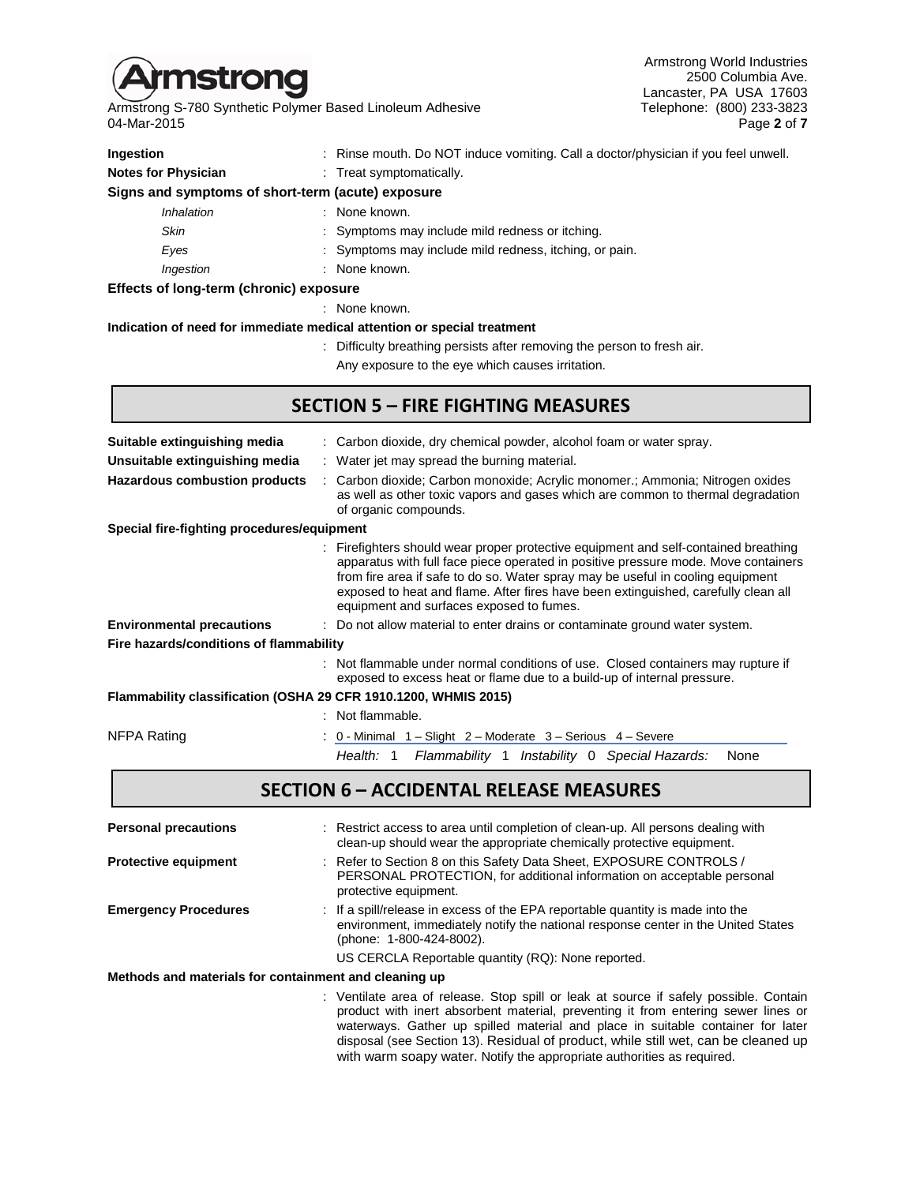**Ingestion** : Rinse mouth. Do NOT induce vomiting. Call a doctor/physician if you feel unwell.

**Notes for Physician** : Treat symptomatically.

**Signs and symptoms of short-term (acute) exposure**

*Inhalation* : None known.

*Skin* : Symptoms may include mild redness or itching.

*Eyes* : Symptoms may include mild redness, itching, or pain.

*Ingestion* : None known.

**Effects of long-term (chronic) exposure**

: None known.

**Indication of need for immediate medical attention or special treatment**

: Difficulty breathing persists after removing the person to fresh air.
Any exposure to the eye which causes irritation.

## SECTION 5 – FIRE FIGHTING MEASURES

**Suitable extinguishing media** : Carbon dioxide, dry chemical powder, alcohol foam or water spray.

**Unsuitable extinguishing media** : Water jet may spread the burning material.

**Hazardous combustion products** : Carbon dioxide; Carbon monoxide; Acrylic monomer.; Ammonia; Nitrogen oxides as well as other toxic vapors and gases which are common to thermal degradation of organic compounds.

**Special fire-fighting procedures/equipment**

: Firefighters should wear proper protective equipment and self-contained breathing apparatus with full face piece operated in positive pressure mode. Move containers from fire area if safe to do so. Water spray may be useful in cooling equipment exposed to heat and flame. After fires have been extinguished, carefully clean all equipment and surfaces exposed to fumes.

**Environmental precautions** : Do not allow material to enter drains or contaminate ground water system.

**Fire hazards/conditions of flammability**

: Not flammable under normal conditions of use. Closed containers may rupture if exposed to excess heat or flame due to a build-up of internal pressure.

**Flammability classification (OSHA 29 CFR 1910.1200, WHMIS 2015)**

: Not flammable.

NFPA Rating : 0 - Minimal 1 – Slight 2 – Moderate 3 – Serious 4 – Severe

*Health:* 1 *Flammability* 1 *Instability* 0 *Special Hazards:* None

## SECTION 6 – ACCIDENTAL RELEASE MEASURES

**Personal precautions** : Restrict access to area until completion of clean-up. All persons dealing with clean-up should wear the appropriate chemically protective equipment.

**Protective equipment** : Refer to Section 8 on this Safety Data Sheet, EXPOSURE CONTROLS / PERSONAL PROTECTION, for additional information on acceptable personal protective equipment.

**Emergency Procedures** : If a spill/release in excess of the EPA reportable quantity is made into the environment, immediately notify the national response center in the United States (phone: 1-800-424-8002).

US CERCLA Reportable quantity (RQ): None reported.

**Methods and materials for containment and cleaning up**

: Ventilate area of release. Stop spill or leak at source if safely possible. Contain product with inert absorbent material, preventing it from entering sewer lines or waterways. Gather up spilled material and place in suitable container for later disposal (see Section 13). Residual of product, while still wet, can be cleaned up with warm soapy water. Notify the appropriate authorities as required.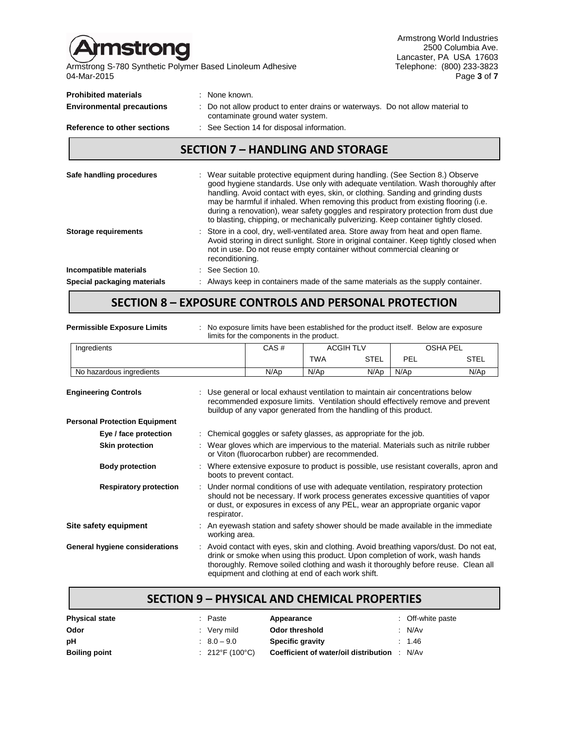**Prohibited materials** : None known.

**Environmental precautions** : Do not allow product to enter drains or waterways. Do not allow material to contaminate ground water system.

**Reference to other sections** : See Section 14 for disposal information.

## SECTION 7 – HANDLING AND STORAGE

**Safe handling procedures** : Wear suitable protective equipment during handling. (See Section 8.) Observe good hygiene standards. Use only with adequate ventilation. Wash thoroughly after handling. Avoid contact with eyes, skin, or clothing. Sanding and grinding dusts may be harmful if inhaled. When removing this product from existing flooring (i.e. during a renovation), wear safety goggles and respiratory protection from dust due to blasting, chipping, or mechanically pulverizing. Keep container tightly closed.

**Storage requirements** : Store in a cool, dry, well-ventilated area. Store away from heat and open flame. Avoid storing in direct sunlight. Store in original container. Keep tightly closed when not in use. Do not reuse empty container without commercial cleaning or reconditioning.

**Incompatible materials** : See Section 10.

**Special packaging materials** : Always keep in containers made of the same materials as the supply container.

## SECTION 8 – EXPOSURE CONTROLS AND PERSONAL PROTECTION

**Permissible Exposure Limits** : No exposure limits have been established for the product itself. Below are exposure limits for the components in the product.

| Ingredients | CAS # | ACGIH TLV | | OSHA PEL | |
|---|---|---|---|---|---|
| | | TWA | STEL | PEL | STEL |
| No hazardous ingredients | N/Ap | N/Ap | N/Ap | N/Ap | N/Ap |

**Engineering Controls** : Use general or local exhaust ventilation to maintain air concentrations below recommended exposure limits. Ventilation should effectively remove and prevent buildup of any vapor generated from the handling of this product.

**Personal Protection Equipment**

- **Eye / face protection** : Chemical goggles or safety glasses, as appropriate for the job.
- **Skin protection** : Wear gloves which are impervious to the material. Materials such as nitrile rubber or Viton (fluorocarbon rubber) are recommended.
- **Body protection** : Where extensive exposure to product is possible, use resistant coveralls, apron and boots to prevent contact.
- **Respiratory protection** : Under normal conditions of use with adequate ventilation, respiratory protection should not be necessary. If work process generates excessive quantities of vapor or dust, or exposures in excess of any PEL, wear an appropriate organic vapor respirator.

**Site safety equipment** : An eyewash station and safety shower should be made available in the immediate working area.

**General hygiene considerations** : Avoid contact with eyes, skin and clothing. Avoid breathing vapors/dust. Do not eat, drink or smoke when using this product. Upon completion of work, wash hands thoroughly. Remove soiled clothing and wash it thoroughly before reuse. Clean all equipment and clothing at end of each work shift.

## SECTION 9 – PHYSICAL AND CHEMICAL PROPERTIES

**Physical state** : Paste

**Appearance** : Off-white paste

**Odor** : Very mild

**Odor threshold** : N/Av

**pH** : 8.0 – 9.0

**Specific gravity** : 1.46

**Boiling point** : 212°F (100°C)

**Coefficient of water/oil distribution** : N/Av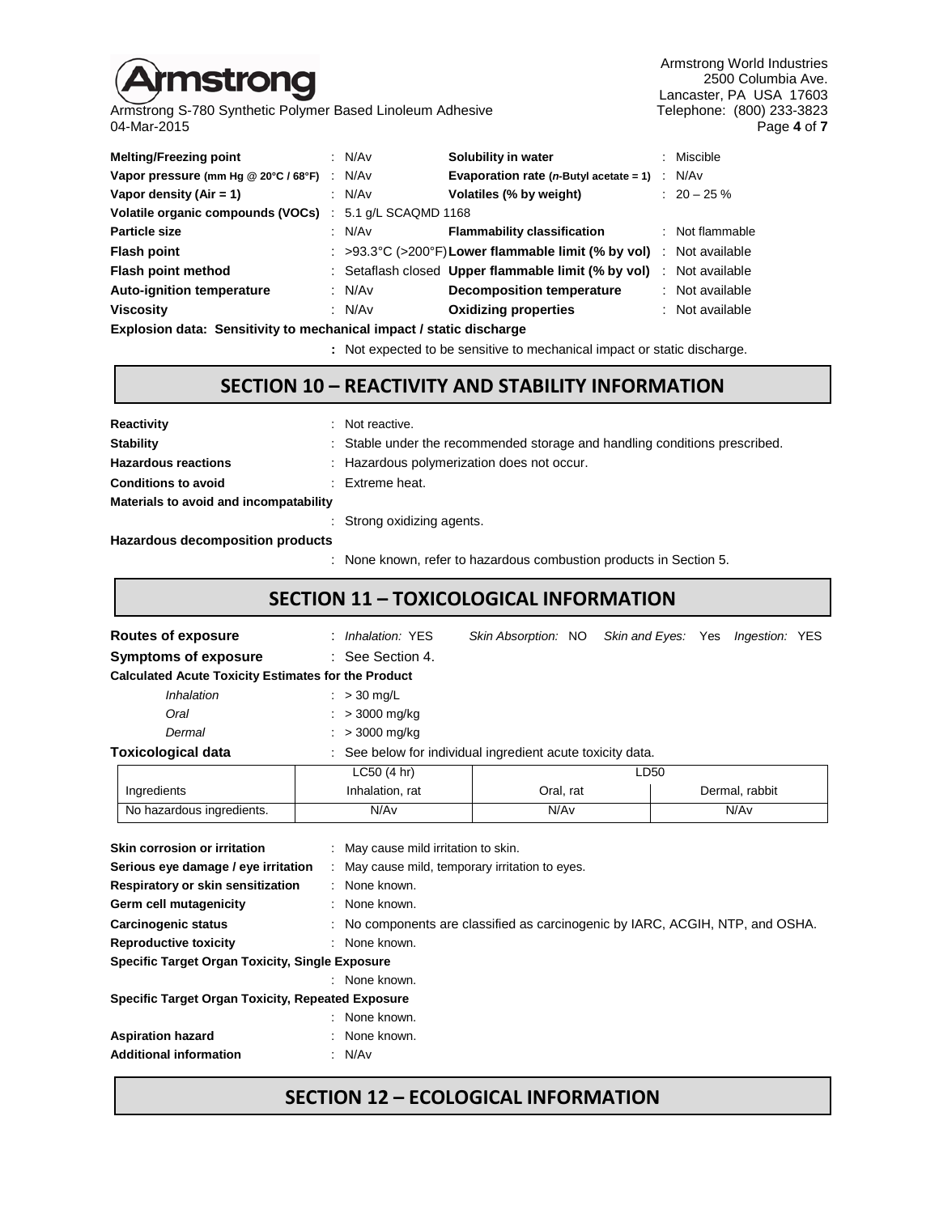| | | | |
|---|---|---|---|
| **Melting/Freezing point** | : N/Av | **Solubility in water** | : Miscible |
| **Vapor pressure (mm Hg @ 20°C / 68°F)** | : N/Av | **Evaporation rate (*n*-Butyl acetate = 1)** | : N/Av |
| **Vapor density (Air = 1)** | : N/Av | **Volatiles (% by weight)** | : 20 – 25 % |
| **Volatile organic compounds (VOCs)** | : 5.1 g/L SCAQMD 1168 | | |
| **Particle size** | : N/Av | **Flammability classification** | : Not flammable |
| **Flash point** | : >93.3°C (>200°F) | **Lower flammable limit (% by vol)** | : Not available |
| **Flash point method** | : Setaflash closed | **Upper flammable limit (% by vol)** | : Not available |
| **Auto-ignition temperature** | : N/Av | **Decomposition temperature** | : Not available |
| **Viscosity** | : N/Av | **Oxidizing properties** | : Not available |

**Explosion data: Sensitivity to mechanical impact / static discharge**

: Not expected to be sensitive to mechanical impact or static discharge.

## SECTION 10 – REACTIVITY AND STABILITY INFORMATION

**Reactivity** : Not reactive.

**Stability** : Stable under the recommended storage and handling conditions prescribed.

**Hazardous reactions** : Hazardous polymerization does not occur.

**Conditions to avoid** : Extreme heat.

**Materials to avoid and incompatability**

: Strong oxidizing agents.

**Hazardous decomposition products**

: None known, refer to hazardous combustion products in Section 5.

## SECTION 11 – TOXICOLOGICAL INFORMATION

**Routes of exposure** : *Inhalation:* YES *Skin Absorption:* NO *Skin and Eyes:* Yes *Ingestion:* YES

**Symptoms of exposure** : See Section 4.

**Calculated Acute Toxicity Estimates for the Product**

*Inhalation* : > 30 mg/L

*Oral* : > 3000 mg/kg

*Dermal* : > 3000 mg/kg

**Toxicological data** : See below for individual ingredient acute toxicity data.

| | LC50 (4 hr) | LD50 | |
|---|---|---|---|
| Ingredients | Inhalation, rat | Oral, rat | Dermal, rabbit |
| No hazardous ingredients. | N/Av | N/Av | N/Av |

**Skin corrosion or irritation** : May cause mild irritation to skin.

**Serious eye damage / eye irritation** : May cause mild, temporary irritation to eyes.

**Respiratory or skin sensitization** : None known.

**Germ cell mutagenicity** : None known.

**Carcinogenic status** : No components are classified as carcinogenic by IARC, ACGIH, NTP, and OSHA.

**Reproductive toxicity** : None known.

**Specific Target Organ Toxicity, Single Exposure**

: None known.

**Specific Target Organ Toxicity, Repeated Exposure**

: None known.

**Aspiration hazard** : None known.

**Additional information** : N/Av

## SECTION 12 – ECOLOGICAL INFORMATION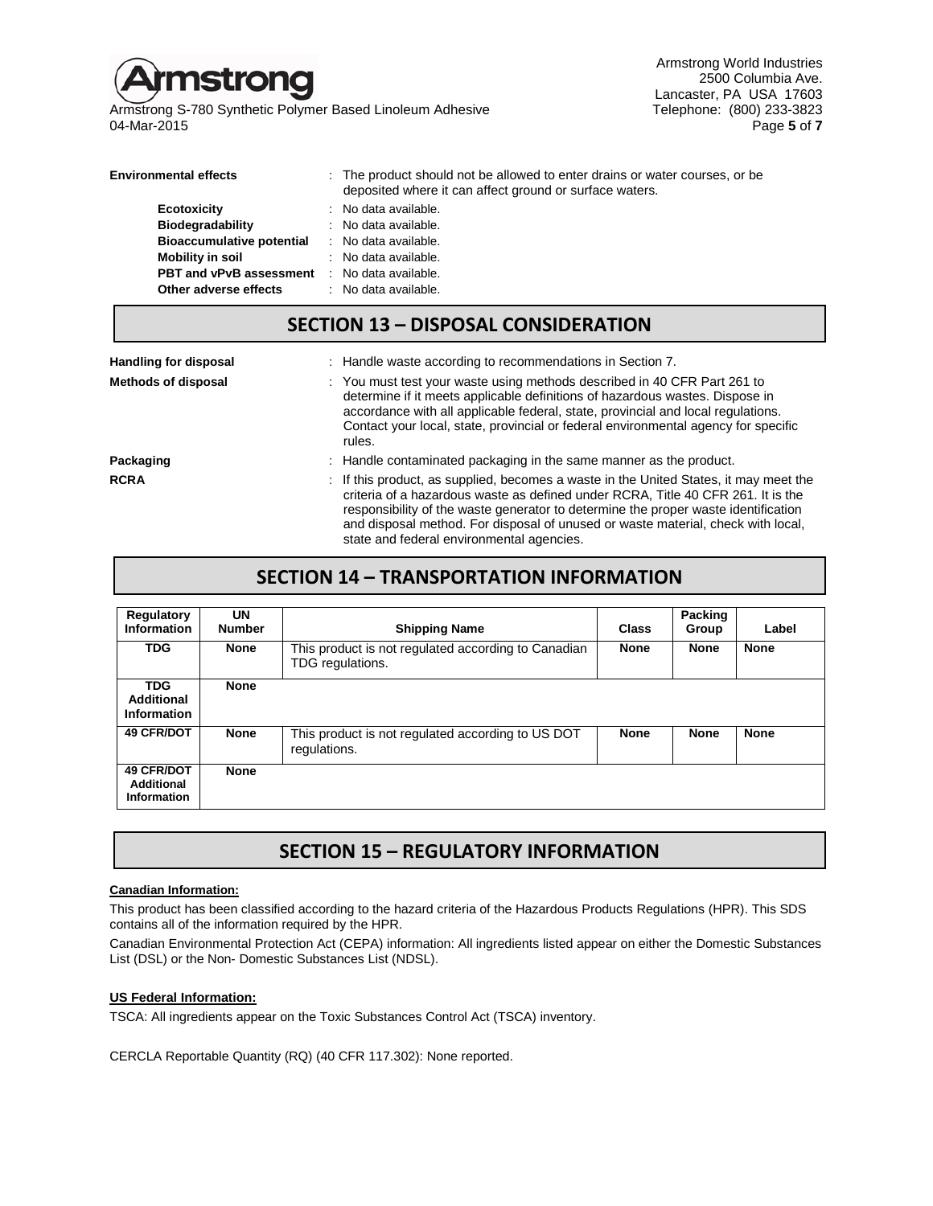**Environmental effects** : The product should not be allowed to enter drains or water courses, or be deposited where it can affect ground or surface waters.

- **Ecotoxicity** : No data available.
- **Biodegradability** : No data available.
- **Bioaccumulative potential** : No data available.
- **Mobility in soil** : No data available.
- **PBT and vPvB assessment** : No data available.
- **Other adverse effects** : No data available.

## SECTION 13 – DISPOSAL CONSIDERATION

**Handling for disposal** : Handle waste according to recommendations in Section 7.

**Methods of disposal** : You must test your waste using methods described in 40 CFR Part 261 to determine if it meets applicable definitions of hazardous wastes. Dispose in accordance with all applicable federal, state, provincial and local regulations. Contact your local, state, provincial or federal environmental agency for specific rules.

**Packaging** : Handle contaminated packaging in the same manner as the product.

**RCRA** : If this product, as supplied, becomes a waste in the United States, it may meet the criteria of a hazardous waste as defined under RCRA, Title 40 CFR 261. It is the responsibility of the waste generator to determine the proper waste identification and disposal method. For disposal of unused or waste material, check with local, state and federal environmental agencies.

## SECTION 14 – TRANSPORTATION INFORMATION

| Regulatory Information | UN Number | Shipping Name | Class | Packing Group | Label |
|---|---|---|---|---|---|
| **TDG** | **None** | This product is not regulated according to Canadian TDG regulations. | **None** | **None** | **None** |
| **TDG Additional Information** | **None** | | | | |
| **49 CFR/DOT** | **None** | This product is not regulated according to US DOT regulations. | **None** | **None** | **None** |
| **49 CFR/DOT Additional Information** | **None** | | | | |

## SECTION 15 – REGULATORY INFORMATION

**Canadian Information:**

This product has been classified according to the hazard criteria of the Hazardous Products Regulations (HPR). This SDS contains all of the information required by the HPR.

Canadian Environmental Protection Act (CEPA) information: All ingredients listed appear on either the Domestic Substances List (DSL) or the Non- Domestic Substances List (NDSL).

**US Federal Information:**

TSCA: All ingredients appear on the Toxic Substances Control Act (TSCA) inventory.

CERCLA Reportable Quantity (RQ) (40 CFR 117.302): None reported.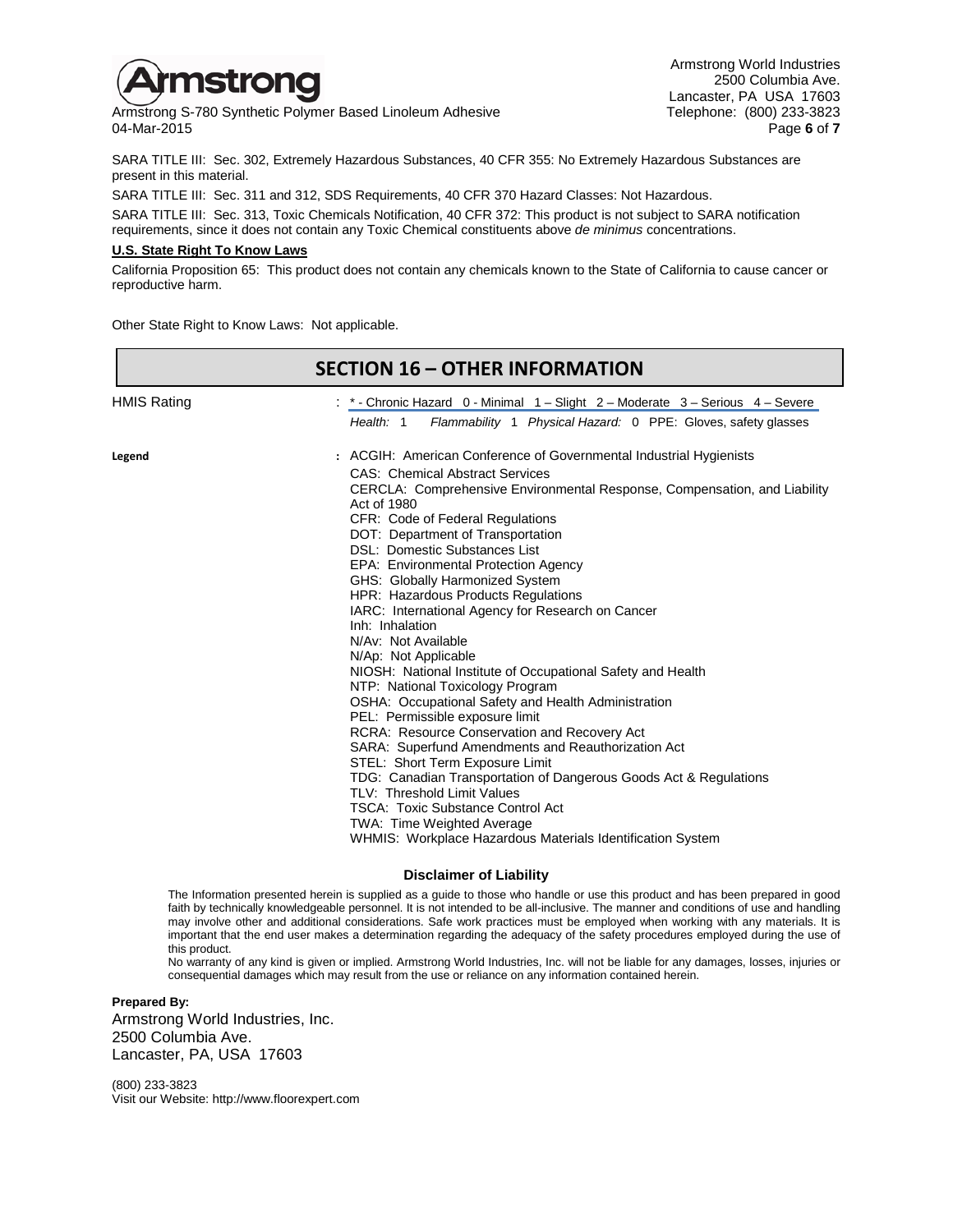SARA TITLE III: Sec. 302, Extremely Hazardous Substances, 40 CFR 355: No Extremely Hazardous Substances are present in this material.

SARA TITLE III: Sec. 311 and 312, SDS Requirements, 40 CFR 370 Hazard Classes: Not Hazardous.

SARA TITLE III: Sec. 313, Toxic Chemicals Notification, 40 CFR 372: This product is not subject to SARA notification requirements, since it does not contain any Toxic Chemical constituents above *de minimus* concentrations.

**U.S. State Right To Know Laws**

California Proposition 65: This product does not contain any chemicals known to the State of California to cause cancer or reproductive harm.

Other State Right to Know Laws: Not applicable.

## SECTION 16 – OTHER INFORMATION

**HMIS Rating**: * - Chronic Hazard 0 - Minimal 1 – Slight 2 – Moderate 3 – Serious 4 – Severe

*Health:* 1 *Flammability* 1 *Physical Hazard:* 0 PPE: Gloves, safety glasses

**Legend**:

ACGIH: American Conference of Governmental Industrial Hygienists
CAS: Chemical Abstract Services
CERCLA: Comprehensive Environmental Response, Compensation, and Liability Act of 1980
CFR: Code of Federal Regulations
DOT: Department of Transportation
DSL: Domestic Substances List
EPA: Environmental Protection Agency
GHS: Globally Harmonized System
HPR: Hazardous Products Regulations
IARC: International Agency for Research on Cancer
Inh: Inhalation
N/Av: Not Available
N/Ap: Not Applicable
NIOSH: National Institute of Occupational Safety and Health
NTP: National Toxicology Program
OSHA: Occupational Safety and Health Administration
PEL: Permissible exposure limit
RCRA: Resource Conservation and Recovery Act
SARA: Superfund Amendments and Reauthorization Act
STEL: Short Term Exposure Limit
TDG: Canadian Transportation of Dangerous Goods Act & Regulations
TLV: Threshold Limit Values
TSCA: Toxic Substance Control Act
TWA: Time Weighted Average
WHMIS: Workplace Hazardous Materials Identification System

### Disclaimer of Liability

The Information presented herein is supplied as a guide to those who handle or use this product and has been prepared in good faith by technically knowledgeable personnel. It is not intended to be all-inclusive. The manner and conditions of use and handling may involve other and additional considerations. Safe work practices must be employed when working with any materials. It is important that the end user makes a determination regarding the adequacy of the safety procedures employed during the use of this product.

No warranty of any kind is given or implied. Armstrong World Industries, Inc. will not be liable for any damages, losses, injuries or consequential damages which may result from the use or reliance on any information contained herein.

**Prepared By:**

Armstrong World Industries, Inc.
2500 Columbia Ave.
Lancaster, PA, USA 17603

(800) 233-3823
Visit our Website: http://www.floorexpert.com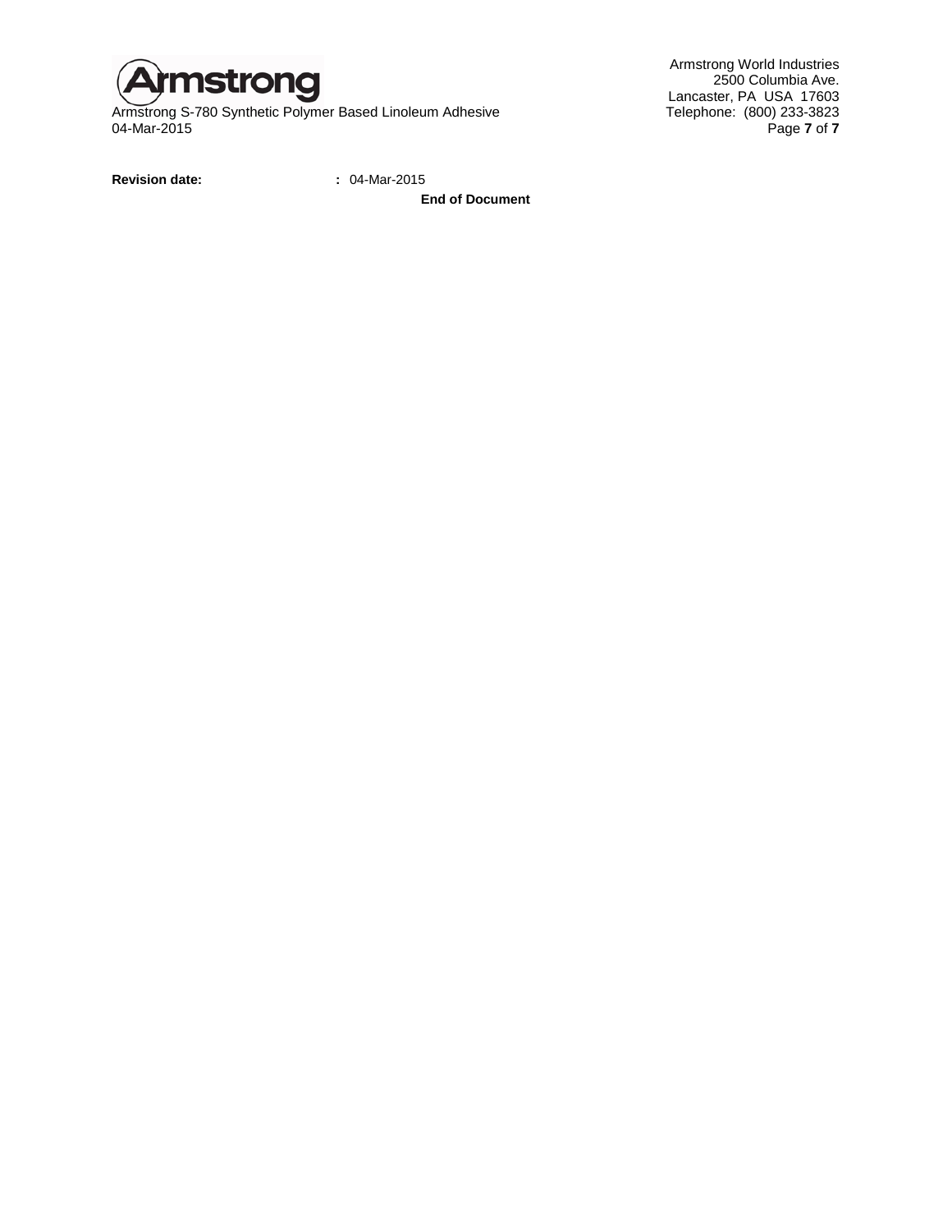**Revision date:** : 04-Mar-2015

**End of Document**